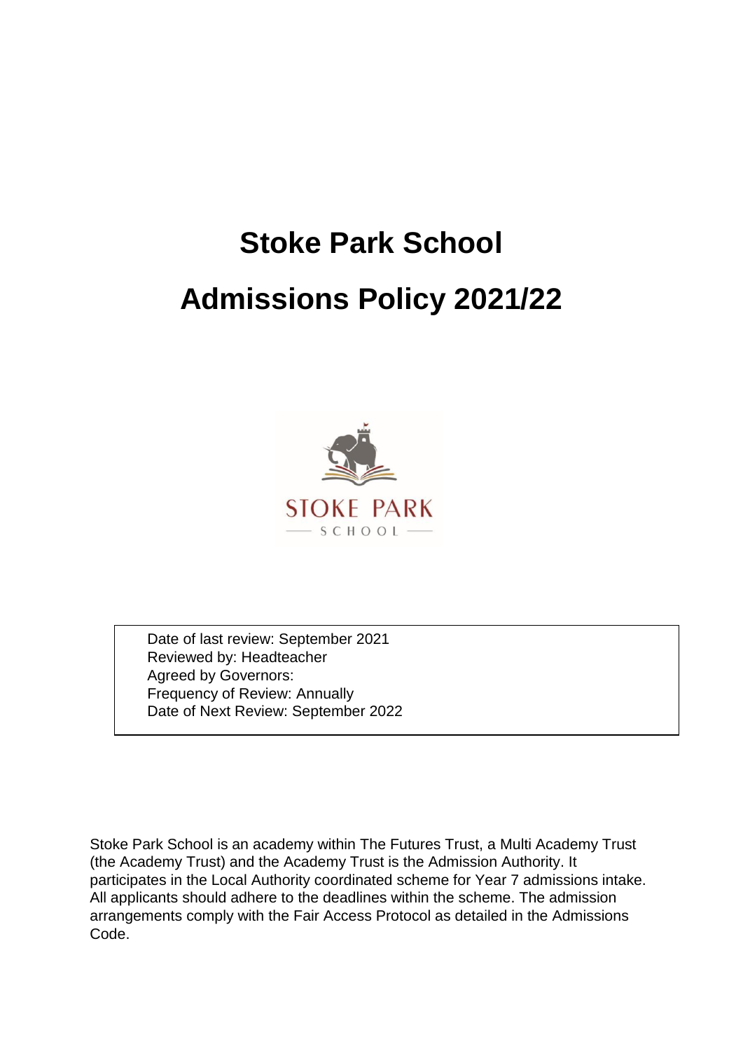# Stoke Park School

# Admissions Policy 2021/22

STOKE PARK

SCHOOL

Date of last review: September 2021
Reviewed by: Headteacher
Agreed by Governors:
Frequency of Review: Annually
Date of Next Review: September 2022

Stoke Park School is an academy within The Futures Trust, a Multi Academy Trust (the Academy Trust) and the Academy Trust is the Admission Authority. It participates in the Local Authority coordinated scheme for Year 7 admissions intake. All applicants should adhere to the deadlines within the scheme. The admission arrangements comply with the Fair Access Protocol as detailed in the Admissions Code.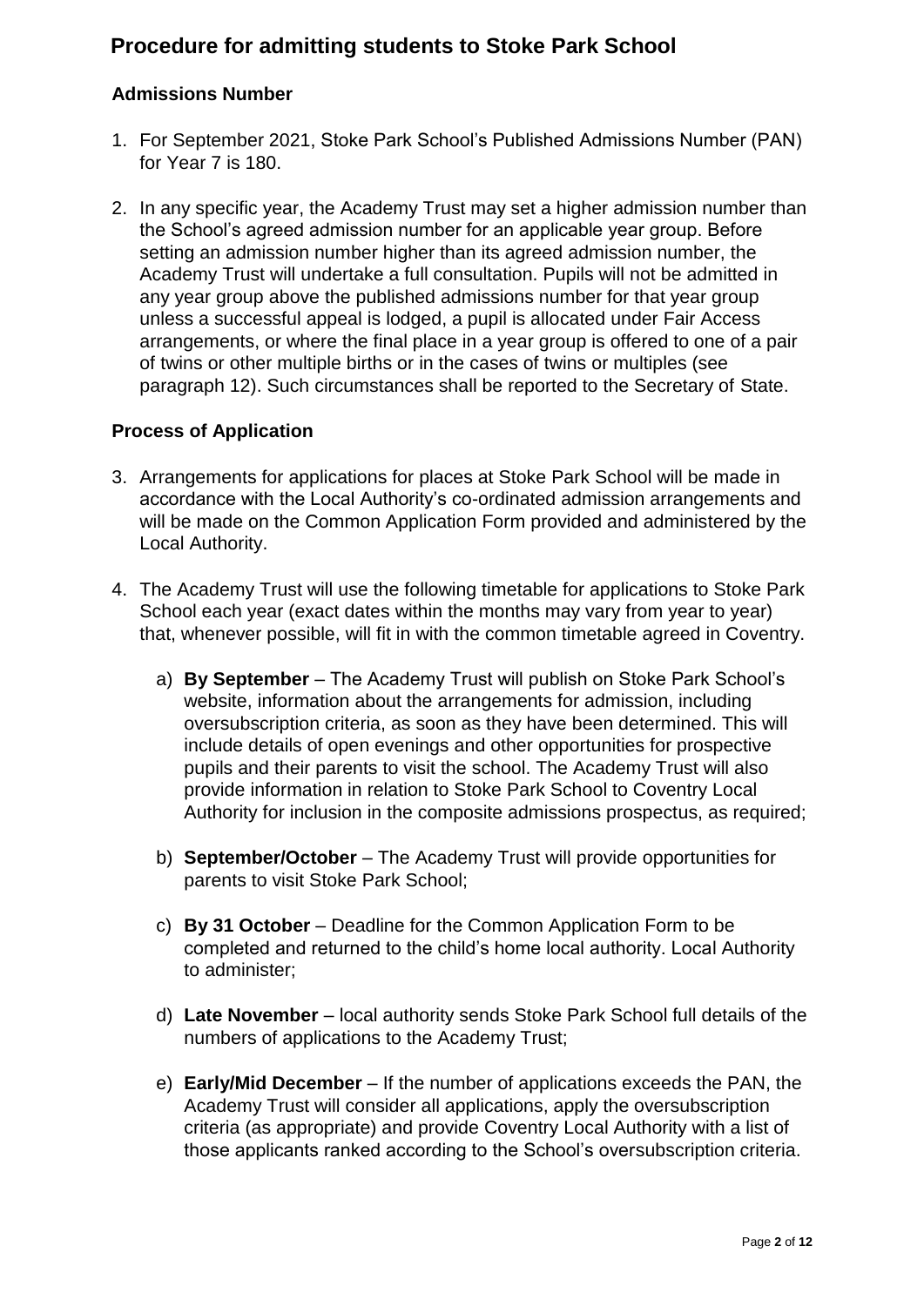# Procedure for admitting students to Stoke Park School

## Admissions Number

1. For September 2021, Stoke Park School's Published Admissions Number (PAN) for Year 7 is 180.

2. In any specific year, the Academy Trust may set a higher admission number than the School's agreed admission number for an applicable year group. Before setting an admission number higher than its agreed admission number, the Academy Trust will undertake a full consultation. Pupils will not be admitted in any year group above the published admissions number for that year group unless a successful appeal is lodged, a pupil is allocated under Fair Access arrangements, or where the final place in a year group is offered to one of a pair of twins or other multiple births or in the cases of twins or multiples (see paragraph 12). Such circumstances shall be reported to the Secretary of State.

## Process of Application

3. Arrangements for applications for places at Stoke Park School will be made in accordance with the Local Authority's co-ordinated admission arrangements and will be made on the Common Application Form provided and administered by the Local Authority.

4. The Academy Trust will use the following timetable for applications to Stoke Park School each year (exact dates within the months may vary from year to year) that, whenever possible, will fit in with the common timetable agreed in Coventry.

    a) **By September** – The Academy Trust will publish on Stoke Park School's website, information about the arrangements for admission, including oversubscription criteria, as soon as they have been determined. This will include details of open evenings and other opportunities for prospective pupils and their parents to visit the school. The Academy Trust will also provide information in relation to Stoke Park School to Coventry Local Authority for inclusion in the composite admissions prospectus, as required;

    b) **September/October** – The Academy Trust will provide opportunities for parents to visit Stoke Park School;

    c) **By 31 October** – Deadline for the Common Application Form to be completed and returned to the child's home local authority. Local Authority to administer;

    d) **Late November** – local authority sends Stoke Park School full details of the numbers of applications to the Academy Trust;

    e) **Early/Mid December** – If the number of applications exceeds the PAN, the Academy Trust will consider all applications, apply the oversubscription criteria (as appropriate) and provide Coventry Local Authority with a list of those applicants ranked according to the School's oversubscription criteria.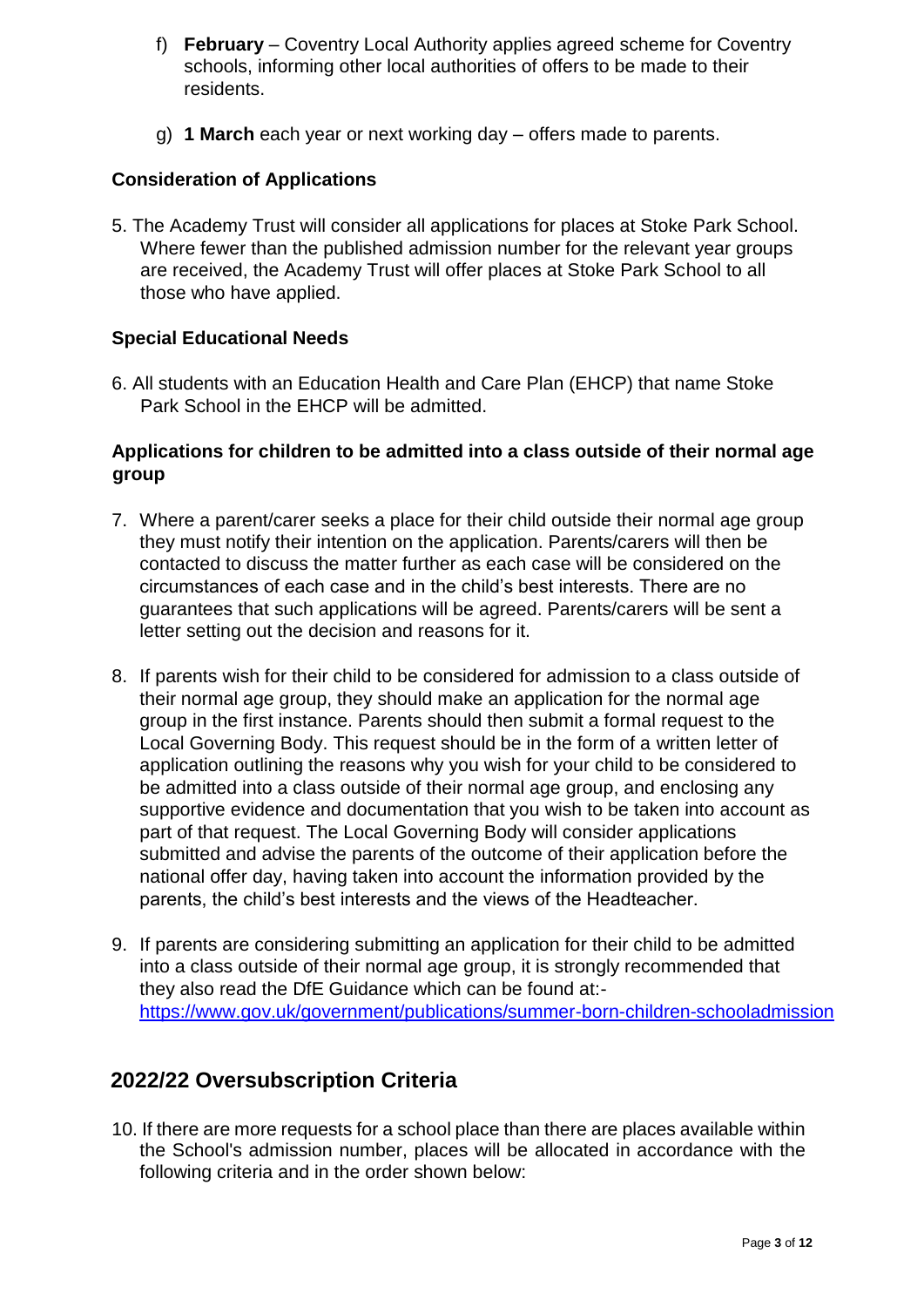f) **February** – Coventry Local Authority applies agreed scheme for Coventry schools, informing other local authorities of offers to be made to their residents.

g) **1 March** each year or next working day – offers made to parents.

### Consideration of Applications

5. The Academy Trust will consider all applications for places at Stoke Park School. Where fewer than the published admission number for the relevant year groups are received, the Academy Trust will offer places at Stoke Park School to all those who have applied.

### Special Educational Needs

6. All students with an Education Health and Care Plan (EHCP) that name Stoke Park School in the EHCP will be admitted.

### Applications for children to be admitted into a class outside of their normal age group

7. Where a parent/carer seeks a place for their child outside their normal age group they must notify their intention on the application. Parents/carers will then be contacted to discuss the matter further as each case will be considered on the circumstances of each case and in the child's best interests. There are no guarantees that such applications will be agreed. Parents/carers will be sent a letter setting out the decision and reasons for it.

8. If parents wish for their child to be considered for admission to a class outside of their normal age group, they should make an application for the normal age group in the first instance. Parents should then submit a formal request to the Local Governing Body. This request should be in the form of a written letter of application outlining the reasons why you wish for your child to be considered to be admitted into a class outside of their normal age group, and enclosing any supportive evidence and documentation that you wish to be taken into account as part of that request. The Local Governing Body will consider applications submitted and advise the parents of the outcome of their application before the national offer day, having taken into account the information provided by the parents, the child's best interests and the views of the Headteacher.

9. If parents are considering submitting an application for their child to be admitted into a class outside of their normal age group, it is strongly recommended that they also read the DfE Guidance which can be found at:- https://www.gov.uk/government/publications/summer-born-children-schooladmission

## 2022/22 Oversubscription Criteria

10. If there are more requests for a school place than there are places available within the School's admission number, places will be allocated in accordance with the following criteria and in the order shown below: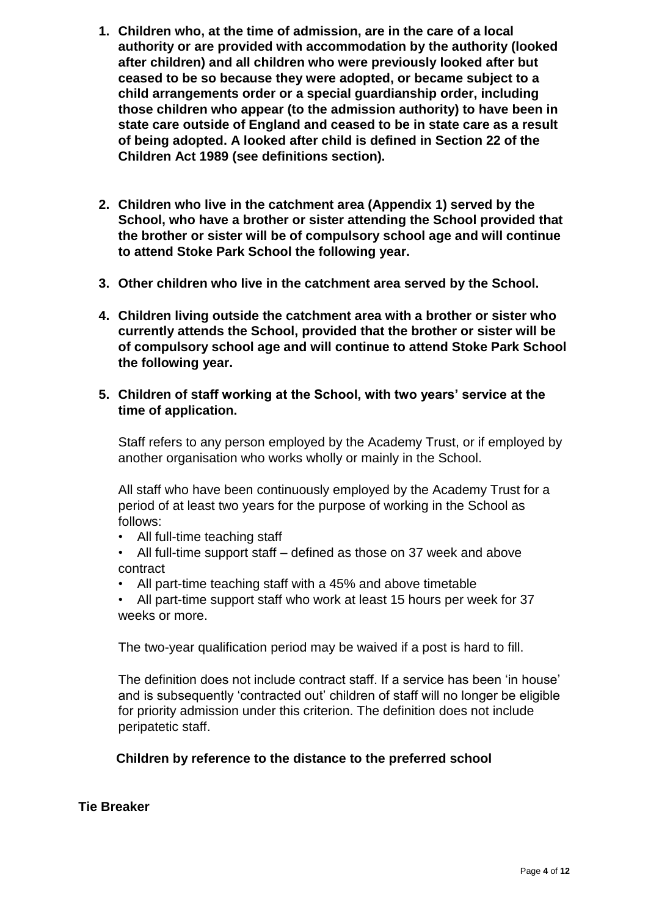1. **Children who, at the time of admission, are in the care of a local authority or are provided with accommodation by the authority (looked after children) and all children who were previously looked after but ceased to be so because they were adopted, or became subject to a child arrangements order or a special guardianship order, including those children who appear (to the admission authority) to have been in state care outside of England and ceased to be in state care as a result of being adopted. A looked after child is defined in Section 22 of the Children Act 1989 (see definitions section).**

2. **Children who live in the catchment area (Appendix 1) served by the School, who have a brother or sister attending the School provided that the brother or sister will be of compulsory school age and will continue to attend Stoke Park School the following year.**

3. **Other children who live in the catchment area served by the School.**

4. **Children living outside the catchment area with a brother or sister who currently attends the School, provided that the brother or sister will be of compulsory school age and will continue to attend Stoke Park School the following year.**

5. **Children of staff working at the School, with two years' service at the time of application.**

   Staff refers to any person employed by the Academy Trust, or if employed by another organisation who works wholly or mainly in the School.

   All staff who have been continuously employed by the Academy Trust for a period of at least two years for the purpose of working in the School as follows:

   - All full-time teaching staff
   - All full-time support staff – defined as those on 37 week and above contract
   - All part-time teaching staff with a 45% and above timetable
   - All part-time support staff who work at least 15 hours per week for 37 weeks or more.

   The two-year qualification period may be waived if a post is hard to fill.

   The definition does not include contract staff. If a service has been 'in house' and is subsequently 'contracted out' children of staff will no longer be eligible for priority admission under this criterion. The definition does not include peripatetic staff.

   **Children by reference to the distance to the preferred school**

**Tie Breaker**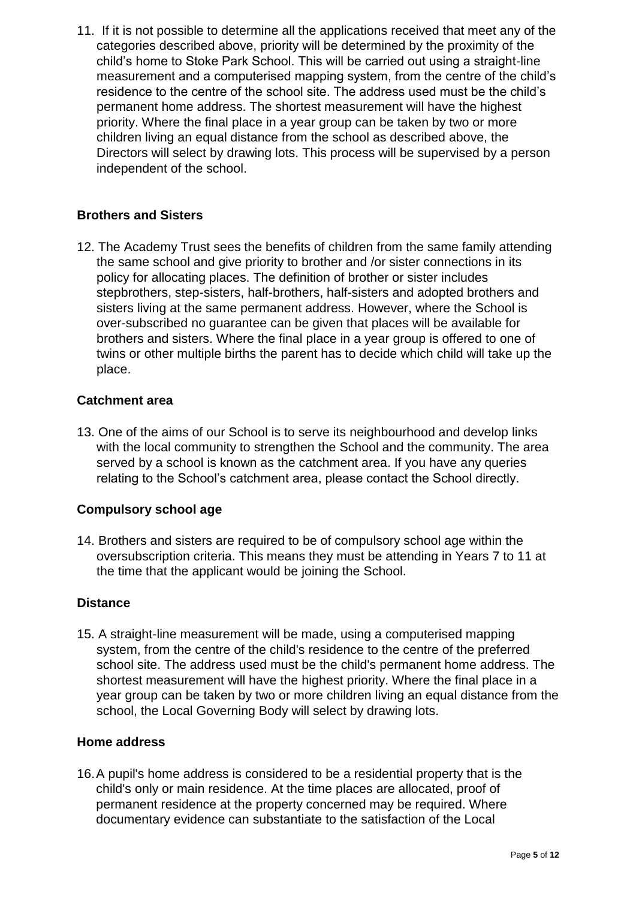11. If it is not possible to determine all the applications received that meet any of the categories described above, priority will be determined by the proximity of the child's home to Stoke Park School. This will be carried out using a straight-line measurement and a computerised mapping system, from the centre of the child's residence to the centre of the school site. The address used must be the child's permanent home address. The shortest measurement will have the highest priority. Where the final place in a year group can be taken by two or more children living an equal distance from the school as described above, the Directors will select by drawing lots. This process will be supervised by a person independent of the school.

**Brothers and Sisters**

12. The Academy Trust sees the benefits of children from the same family attending the same school and give priority to brother and /or sister connections in its policy for allocating places. The definition of brother or sister includes stepbrothers, step-sisters, half-brothers, half-sisters and adopted brothers and sisters living at the same permanent address. However, where the School is over-subscribed no guarantee can be given that places will be available for brothers and sisters. Where the final place in a year group is offered to one of twins or other multiple births the parent has to decide which child will take up the place.

**Catchment area**

13. One of the aims of our School is to serve its neighbourhood and develop links with the local community to strengthen the School and the community. The area served by a school is known as the catchment area. If you have any queries relating to the School's catchment area, please contact the School directly.

**Compulsory school age**

14. Brothers and sisters are required to be of compulsory school age within the oversubscription criteria. This means they must be attending in Years 7 to 11 at the time that the applicant would be joining the School.

**Distance**

15. A straight-line measurement will be made, using a computerised mapping system, from the centre of the child's residence to the centre of the preferred school site. The address used must be the child's permanent home address. The shortest measurement will have the highest priority. Where the final place in a year group can be taken by two or more children living an equal distance from the school, the Local Governing Body will select by drawing lots.

**Home address**

16. A pupil's home address is considered to be a residential property that is the child's only or main residence. At the time places are allocated, proof of permanent residence at the property concerned may be required. Where documentary evidence can substantiate to the satisfaction of the Local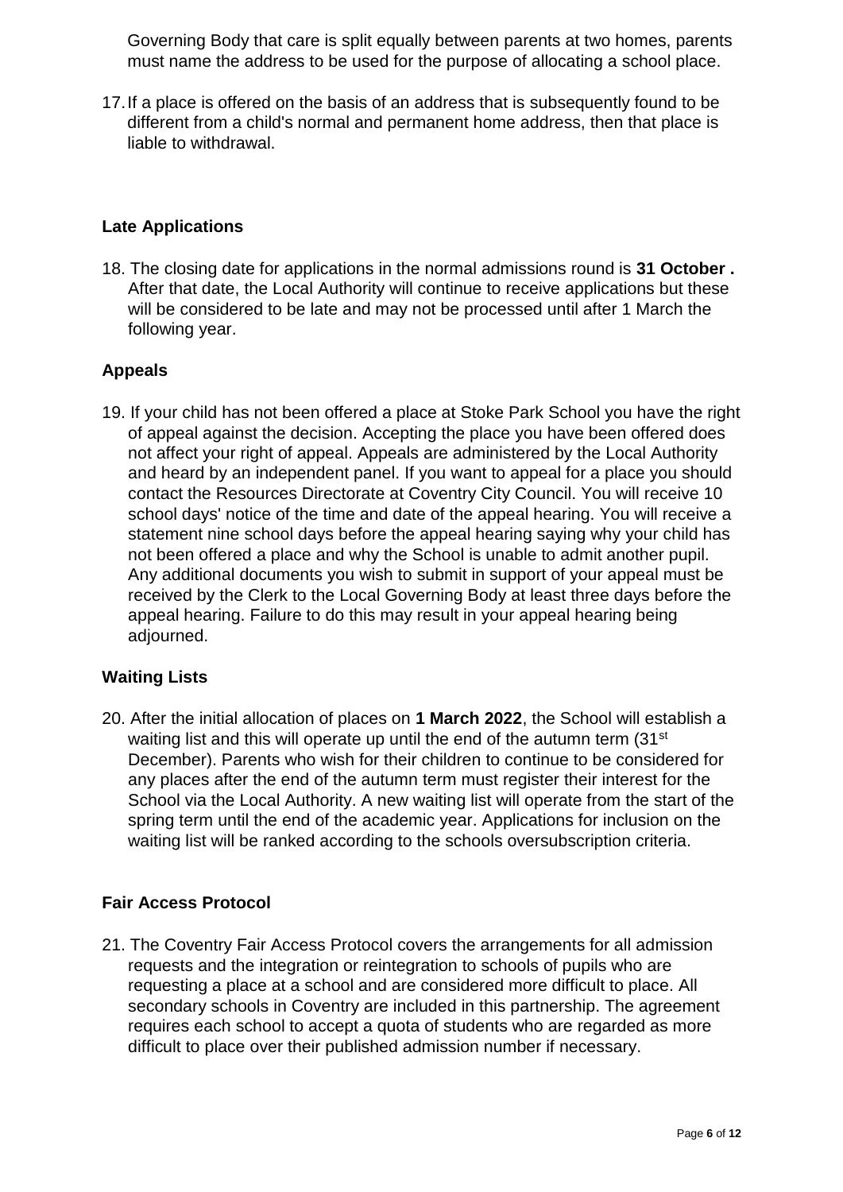Governing Body that care is split equally between parents at two homes, parents must name the address to be used for the purpose of allocating a school place.

17. If a place is offered on the basis of an address that is subsequently found to be different from a child's normal and permanent home address, then that place is liable to withdrawal.

## Late Applications

18. The closing date for applications in the normal admissions round is **31 October .** After that date, the Local Authority will continue to receive applications but these will be considered to be late and may not be processed until after 1 March the following year.

## Appeals

19. If your child has not been offered a place at Stoke Park School you have the right of appeal against the decision. Accepting the place you have been offered does not affect your right of appeal. Appeals are administered by the Local Authority and heard by an independent panel. If you want to appeal for a place you should contact the Resources Directorate at Coventry City Council. You will receive 10 school days' notice of the time and date of the appeal hearing. You will receive a statement nine school days before the appeal hearing saying why your child has not been offered a place and why the School is unable to admit another pupil. Any additional documents you wish to submit in support of your appeal must be received by the Clerk to the Local Governing Body at least three days before the appeal hearing. Failure to do this may result in your appeal hearing being adjourned.

## Waiting Lists

20. After the initial allocation of places on **1 March 2022**, the School will establish a waiting list and this will operate up until the end of the autumn term (31st December). Parents who wish for their children to continue to be considered for any places after the end of the autumn term must register their interest for the School via the Local Authority. A new waiting list will operate from the start of the spring term until the end of the academic year. Applications for inclusion on the waiting list will be ranked according to the schools oversubscription criteria.

## Fair Access Protocol

21. The Coventry Fair Access Protocol covers the arrangements for all admission requests and the integration or reintegration to schools of pupils who are requesting a place at a school and are considered more difficult to place. All secondary schools in Coventry are included in this partnership. The agreement requires each school to accept a quota of students who are regarded as more difficult to place over their published admission number if necessary.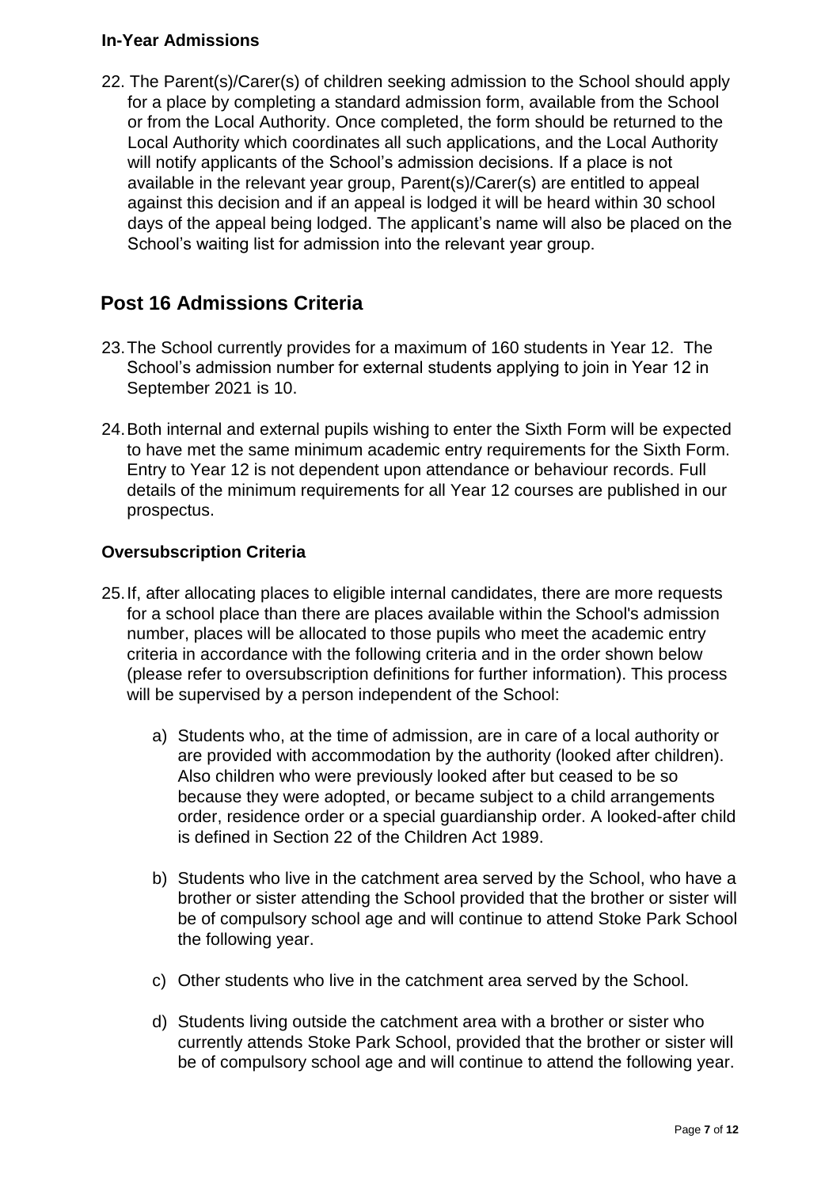### In-Year Admissions

22. The Parent(s)/Carer(s) of children seeking admission to the School should apply for a place by completing a standard admission form, available from the School or from the Local Authority. Once completed, the form should be returned to the Local Authority which coordinates all such applications, and the Local Authority will notify applicants of the School's admission decisions. If a place is not available in the relevant year group, Parent(s)/Carer(s) are entitled to appeal against this decision and if an appeal is lodged it will be heard within 30 school days of the appeal being lodged. The applicant's name will also be placed on the School's waiting list for admission into the relevant year group.

## Post 16 Admissions Criteria

23. The School currently provides for a maximum of 160 students in Year 12. The School's admission number for external students applying to join in Year 12 in September 2021 is 10.

24. Both internal and external pupils wishing to enter the Sixth Form will be expected to have met the same minimum academic entry requirements for the Sixth Form. Entry to Year 12 is not dependent upon attendance or behaviour records. Full details of the minimum requirements for all Year 12 courses are published in our prospectus.

### Oversubscription Criteria

25. If, after allocating places to eligible internal candidates, there are more requests for a school place than there are places available within the School's admission number, places will be allocated to those pupils who meet the academic entry criteria in accordance with the following criteria and in the order shown below (please refer to oversubscription definitions for further information). This process will be supervised by a person independent of the School:

    a) Students who, at the time of admission, are in care of a local authority or are provided with accommodation by the authority (looked after children). Also children who were previously looked after but ceased to be so because they were adopted, or became subject to a child arrangements order, residence order or a special guardianship order. A looked-after child is defined in Section 22 of the Children Act 1989.

    b) Students who live in the catchment area served by the School, who have a brother or sister attending the School provided that the brother or sister will be of compulsory school age and will continue to attend Stoke Park School the following year.

    c) Other students who live in the catchment area served by the School.

    d) Students living outside the catchment area with a brother or sister who currently attends Stoke Park School, provided that the brother or sister will be of compulsory school age and will continue to attend the following year.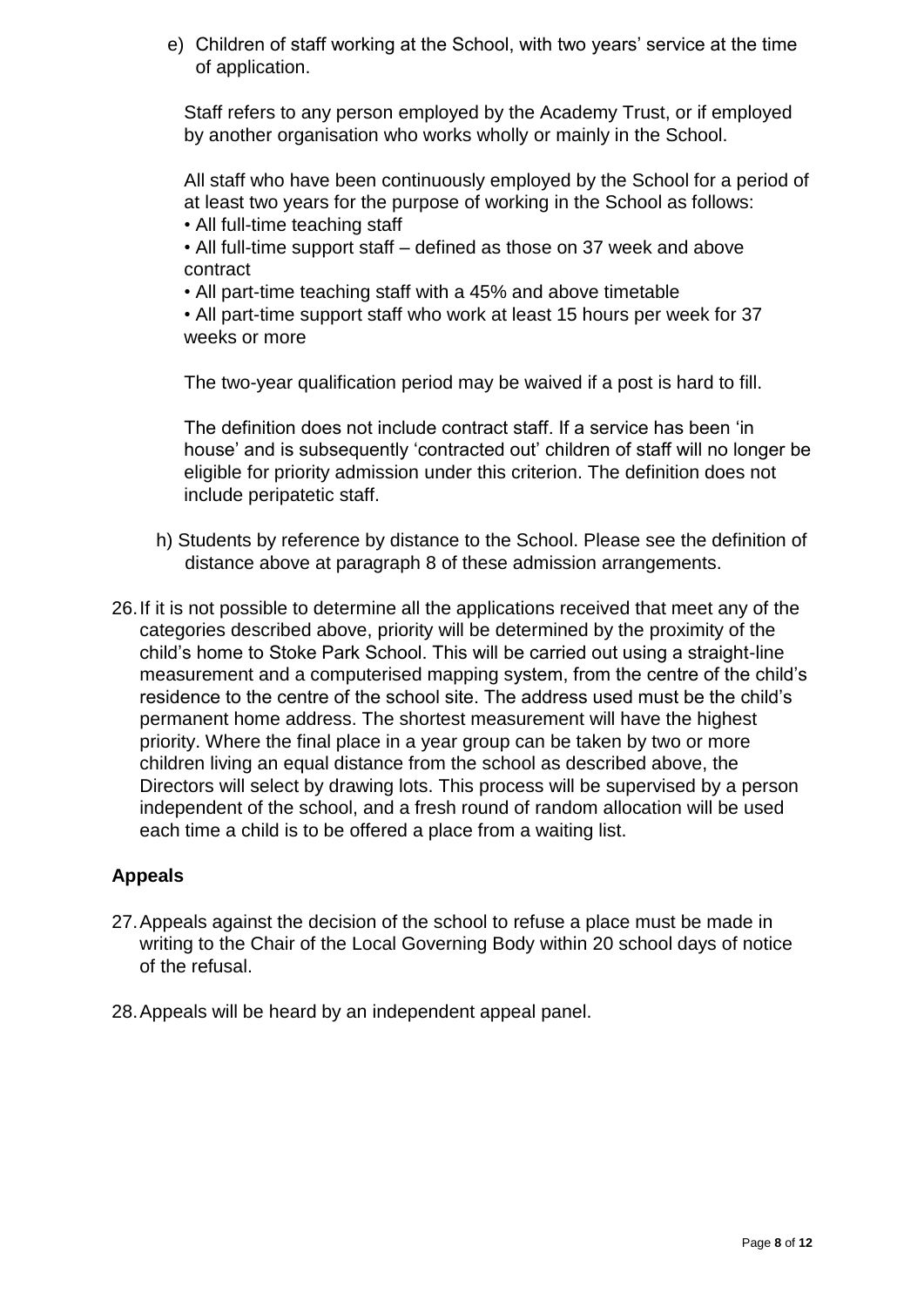e) Children of staff working at the School, with two years' service at the time of application.

   Staff refers to any person employed by the Academy Trust, or if employed by another organisation who works wholly or mainly in the School.

   All staff who have been continuously employed by the School for a period of at least two years for the purpose of working in the School as follows:
   - All full-time teaching staff
   - All full-time support staff – defined as those on 37 week and above contract
   - All part-time teaching staff with a 45% and above timetable
   - All part-time support staff who work at least 15 hours per week for 37 weeks or more

   The two-year qualification period may be waived if a post is hard to fill.

   The definition does not include contract staff. If a service has been 'in house' and is subsequently 'contracted out' children of staff will no longer be eligible for priority admission under this criterion. The definition does not include peripatetic staff.

h) Students by reference by distance to the School. Please see the definition of distance above at paragraph 8 of these admission arrangements.

26. If it is not possible to determine all the applications received that meet any of the categories described above, priority will be determined by the proximity of the child's home to Stoke Park School. This will be carried out using a straight-line measurement and a computerised mapping system, from the centre of the child's residence to the centre of the school site. The address used must be the child's permanent home address. The shortest measurement will have the highest priority. Where the final place in a year group can be taken by two or more children living an equal distance from the school as described above, the Directors will select by drawing lots. This process will be supervised by a person independent of the school, and a fresh round of random allocation will be used each time a child is to be offered a place from a waiting list.

## Appeals

27. Appeals against the decision of the school to refuse a place must be made in writing to the Chair of the Local Governing Body within 20 school days of notice of the refusal.

28. Appeals will be heard by an independent appeal panel.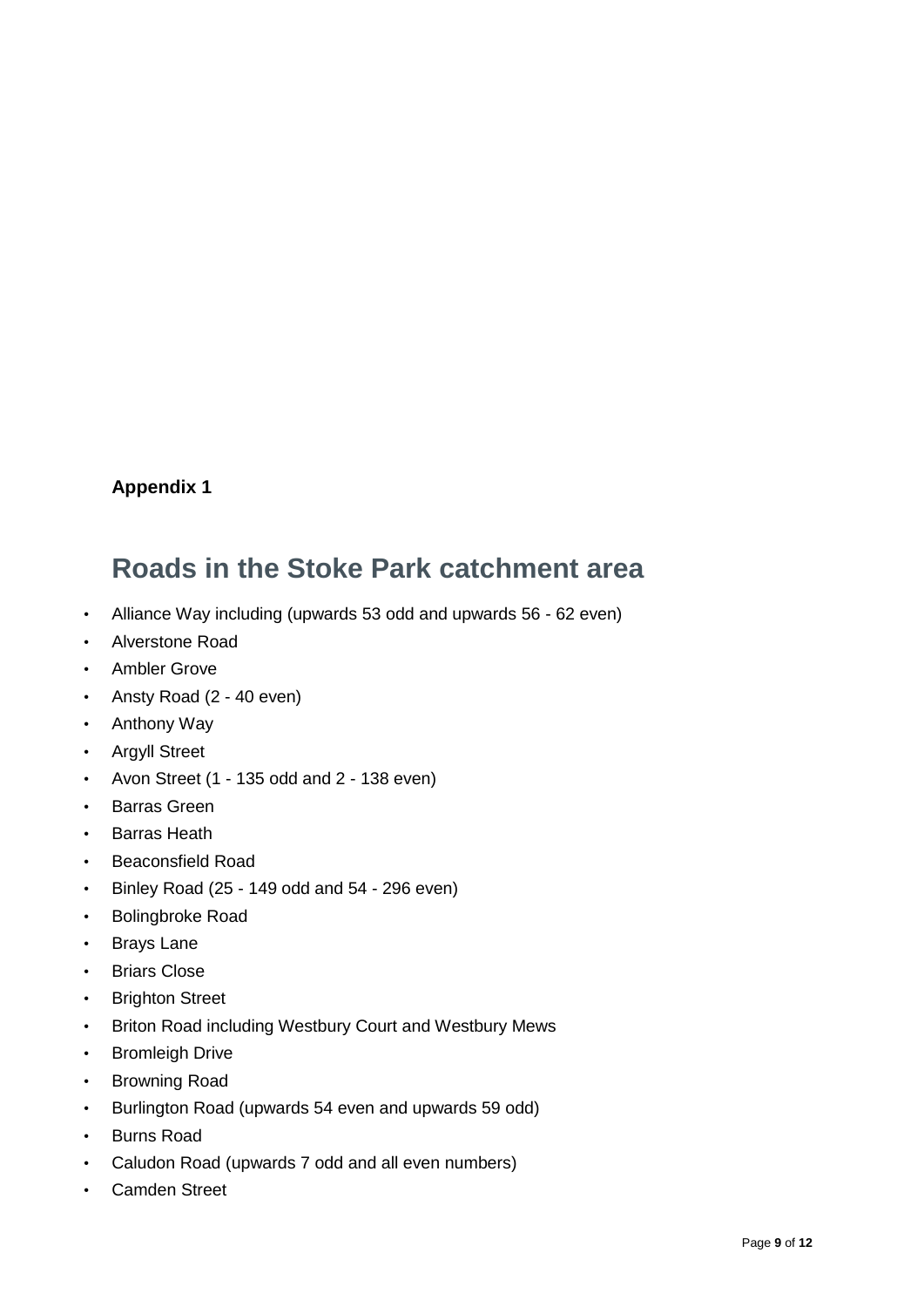**Appendix 1**

## Roads in the Stoke Park catchment area

- Alliance Way including (upwards 53 odd and upwards 56 - 62 even)
- Alverstone Road
- Ambler Grove
- Ansty Road (2 - 40 even)
- Anthony Way
- Argyll Street
- Avon Street (1 - 135 odd and 2 - 138 even)
- Barras Green
- Barras Heath
- Beaconsfield Road
- Binley Road (25 - 149 odd and 54 - 296 even)
- Bolingbroke Road
- Brays Lane
- Briars Close
- Brighton Street
- Briton Road including Westbury Court and Westbury Mews
- Bromleigh Drive
- Browning Road
- Burlington Road (upwards 54 even and upwards 59 odd)
- Burns Road
- Caludon Road (upwards 7 odd and all even numbers)
- Camden Street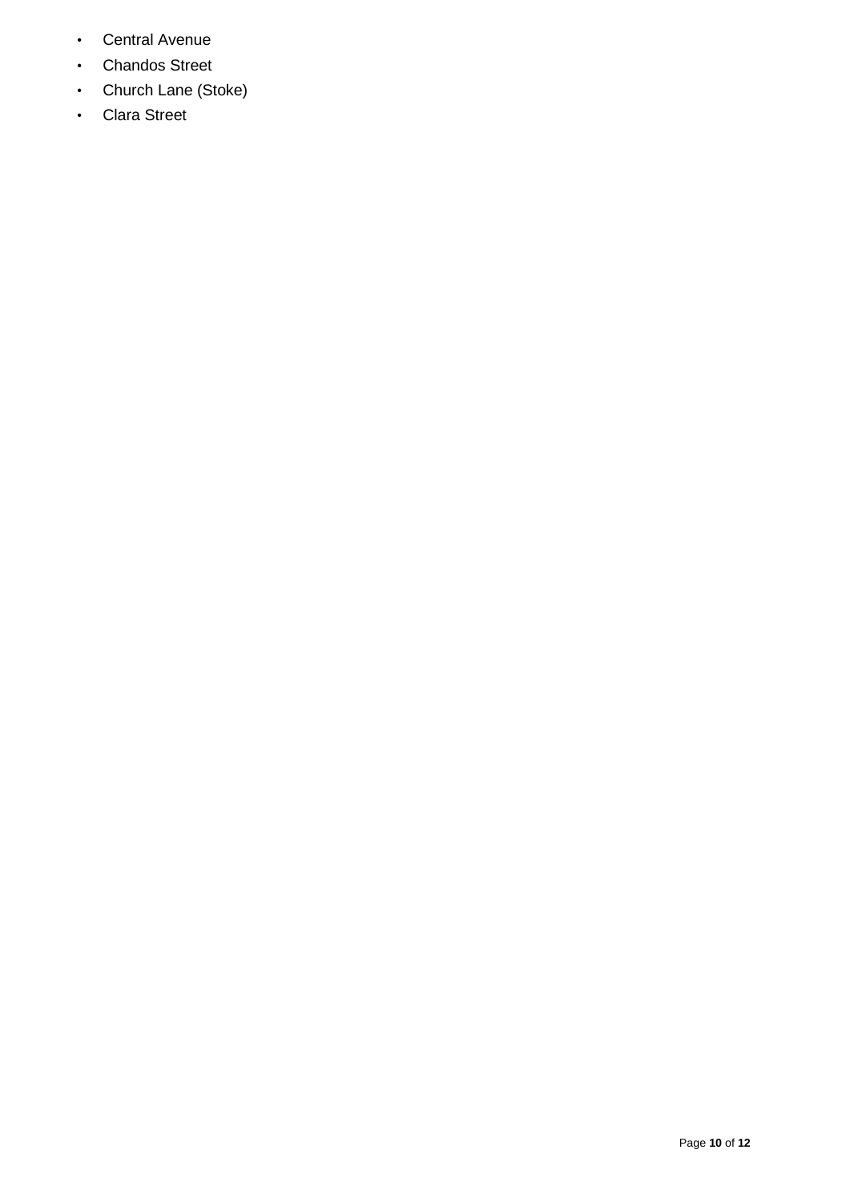- Central Avenue
- Chandos Street
- Church Lane (Stoke)
- Clara Street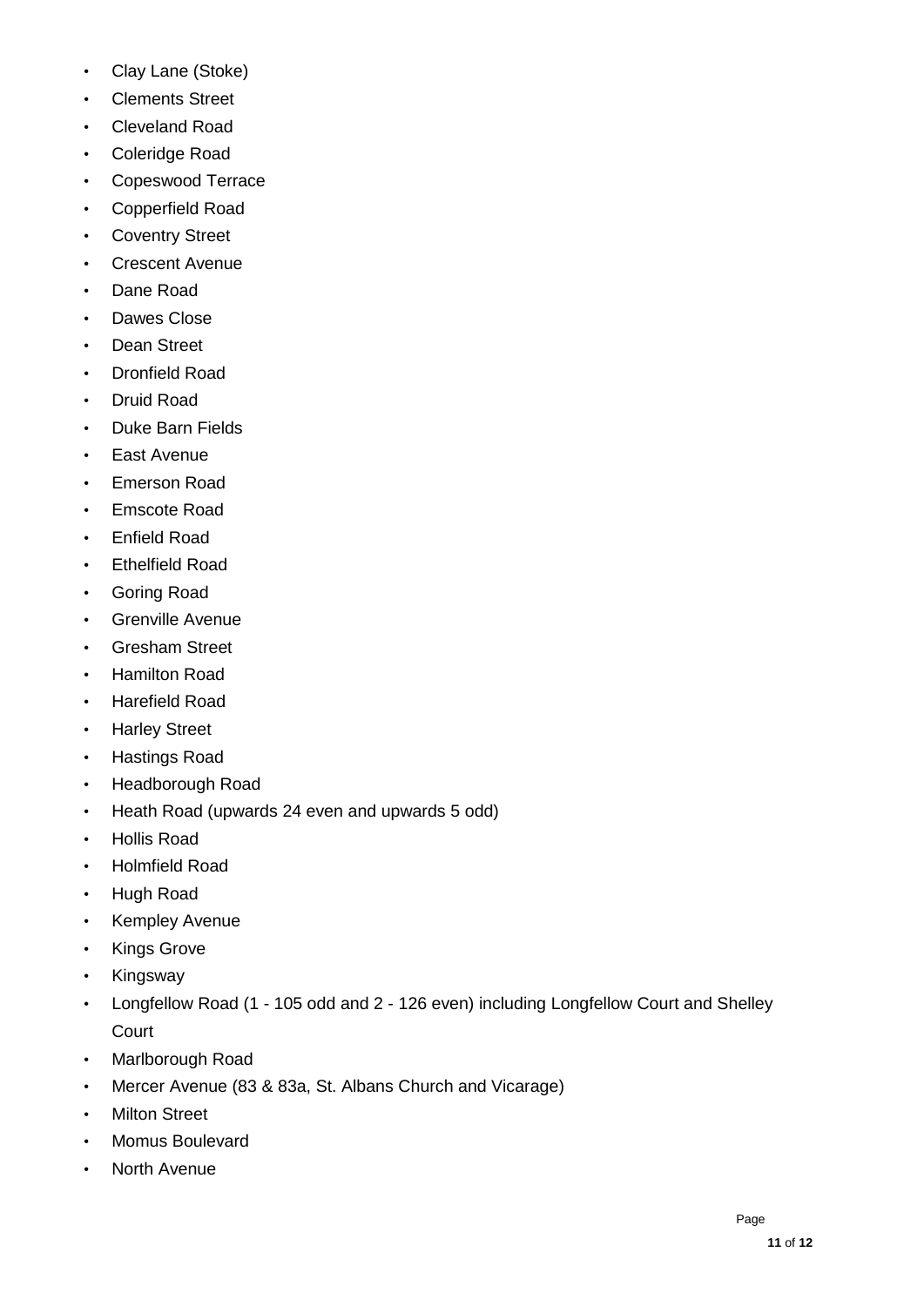- Clay Lane (Stoke)
- Clements Street
- Cleveland Road
- Coleridge Road
- Copeswood Terrace
- Copperfield Road
- Coventry Street
- Crescent Avenue
- Dane Road
- Dawes Close
- Dean Street
- Dronfield Road
- Druid Road
- Duke Barn Fields
- East Avenue
- Emerson Road
- Emscote Road
- Enfield Road
- Ethelfield Road
- Goring Road
- Grenville Avenue
- Gresham Street
- Hamilton Road
- Harefield Road
- Harley Street
- Hastings Road
- Headborough Road
- Heath Road (upwards 24 even and upwards 5 odd)
- Hollis Road
- Holmfield Road
- Hugh Road
- Kempley Avenue
- Kings Grove
- Kingsway
- Longfellow Road (1 - 105 odd and 2 - 126 even) including Longfellow Court and Shelley Court
- Marlborough Road
- Mercer Avenue (83 & 83a, St. Albans Church and Vicarage)
- Milton Street
- Momus Boulevard
- North Avenue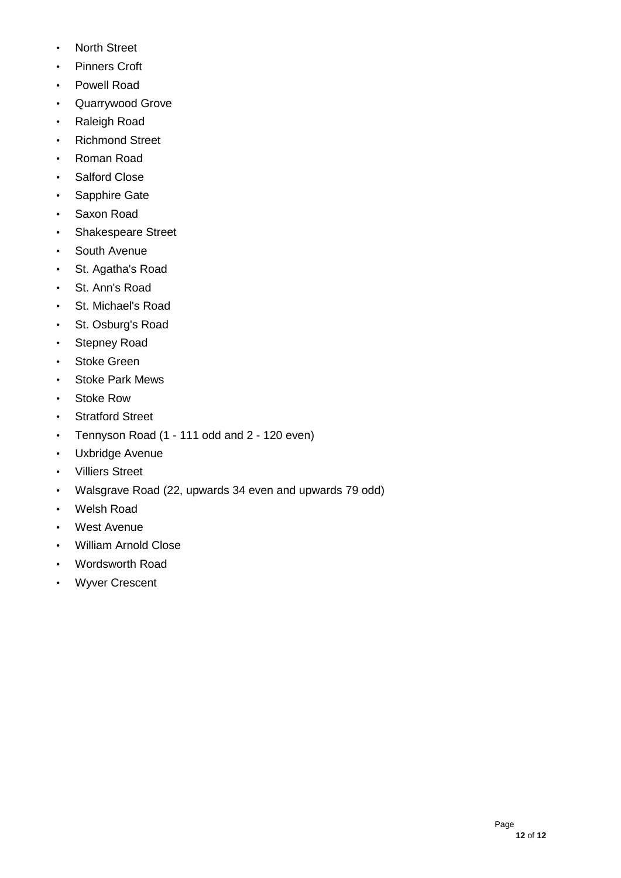- North Street
- Pinners Croft
- Powell Road
- Quarrywood Grove
- Raleigh Road
- Richmond Street
- Roman Road
- Salford Close
- Sapphire Gate
- Saxon Road
- Shakespeare Street
- South Avenue
- St. Agatha's Road
- St. Ann's Road
- St. Michael's Road
- St. Osburg's Road
- Stepney Road
- Stoke Green
- Stoke Park Mews
- Stoke Row
- Stratford Street
- Tennyson Road (1 - 111 odd and 2 - 120 even)
- Uxbridge Avenue
- Villiers Street
- Walsgrave Road (22, upwards 34 even and upwards 79 odd)
- Welsh Road
- West Avenue
- William Arnold Close
- Wordsworth Road
- Wyver Crescent